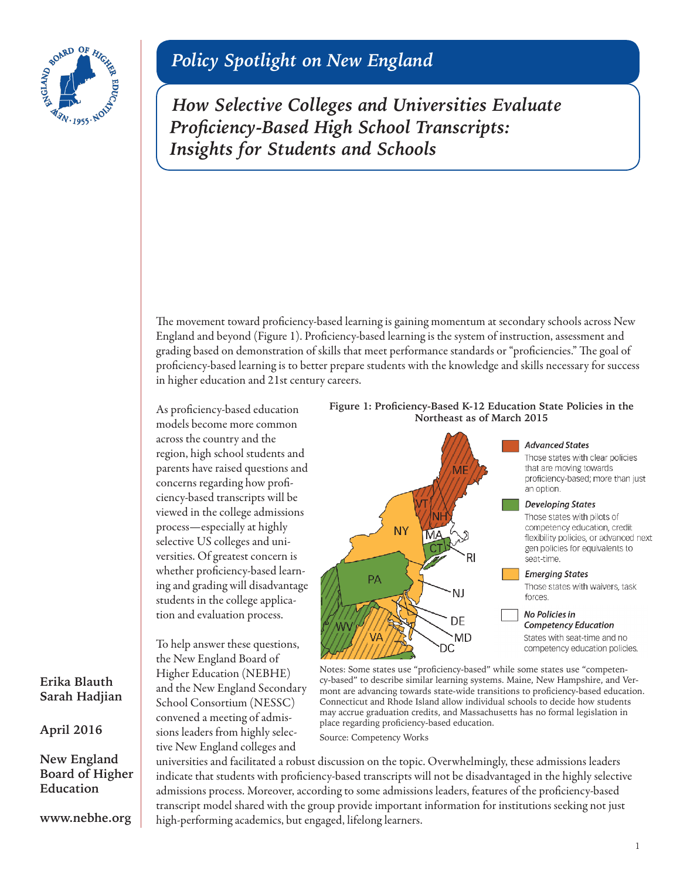# Policy Spotlight on New England

## How Selective Colleges and Universities Evaluate Proficiency-Based High School Transcripts: Insights for Students and Schools

**Erika Blauth**
**Sarah Hadjian**

**April 2016**

**New England Board of Higher Education**

**www.nebhe.org**

The movement toward proficiency-based learning is gaining momentum at secondary schools across New England and beyond (Figure 1). Proficiency-based learning is the system of instruction, assessment and grading based on demonstration of skills that meet performance standards or "proficiencies." The goal of proficiency-based learning is to better prepare students with the knowledge and skills necessary for success in higher education and 21st century careers.

As proficiency-based education models become more common across the country and the region, high school students and parents have raised questions and concerns regarding how proficiency-based transcripts will be viewed in the college admissions process—especially at highly selective US colleges and universities. Of greatest concern is whether proficiency-based learning and grading will disadvantage students in the college application and evaluation process.

**Figure 1: Proficiency-Based K-12 Education State Policies in the Northeast as of March 2015**

*Advanced States* — Those states with clear policies that are moving towards proficiency-based; more than just an option.

*Developing States* — Those states with pilots of competency education, credit flexibility policies, or advanced next gen policies for equivalents to seat-time.

*Emerging States* — Those states with waivers, task forces.

*No Policies in Competency Education* — States with seat-time and no competency education policies.

Notes: Some states use "proficiency-based" while some states use "competency-based" to describe similar learning systems. Maine, New Hampshire, and Vermont are advancing towards state-wide transitions to proficiency-based education. Connecticut and Rhode Island allow individual schools to decide how students may accrue graduation credits, and Massachusetts has no formal legislation in place regarding proficiency-based education.

Source: Competency Works

To help answer these questions, the New England Board of Higher Education (NEBHE) and the New England Secondary School Consortium (NESSC) convened a meeting of admissions leaders from highly selective New England colleges and universities and facilitated a robust discussion on the topic. Overwhelmingly, these admissions leaders indicate that students with proficiency-based transcripts will not be disadvantaged in the highly selective admissions process. Moreover, according to some admissions leaders, features of the proficiency-based transcript model shared with the group provide important information for institutions seeking not just high-performing academics, but engaged, lifelong learners.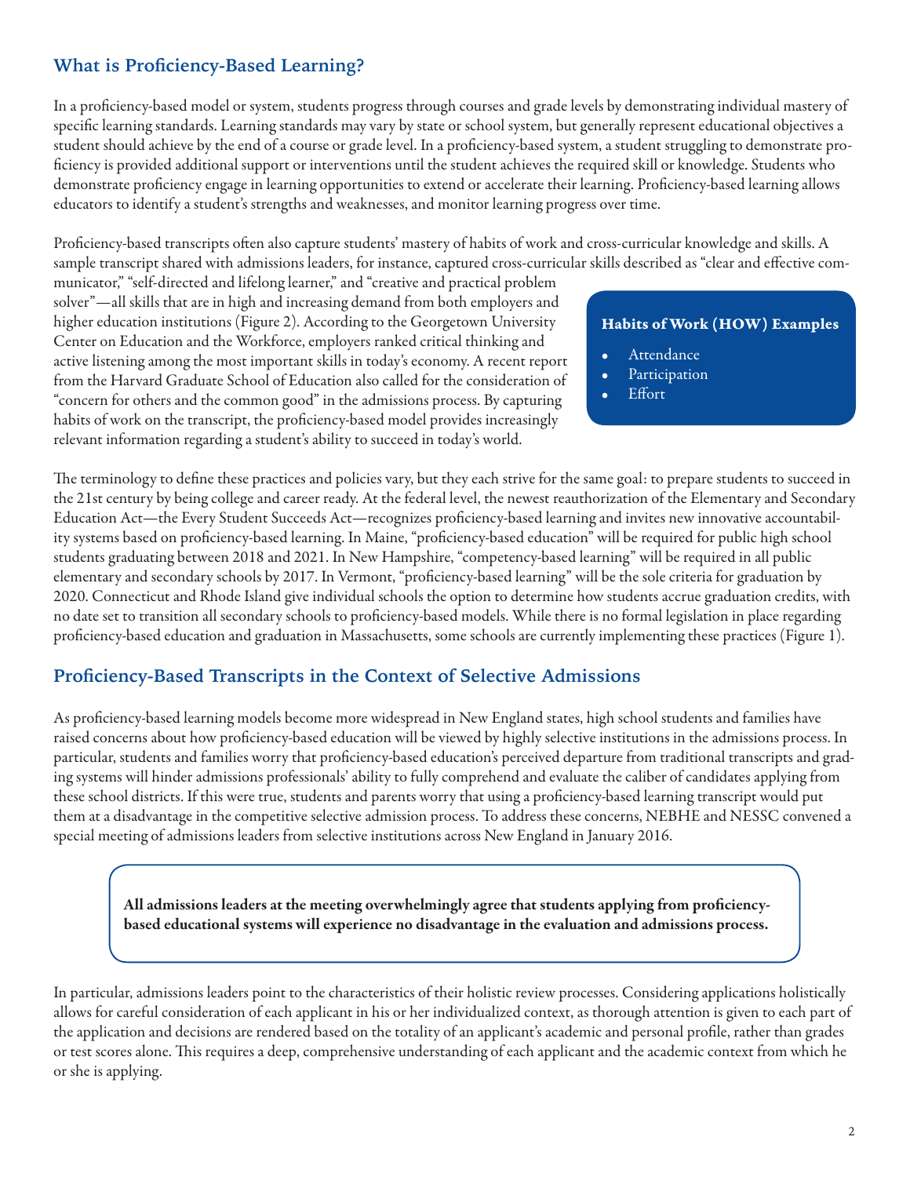## What is Proficiency-Based Learning?

In a proficiency-based model or system, students progress through courses and grade levels by demonstrating individual mastery of specific learning standards. Learning standards may vary by state or school system, but generally represent educational objectives a student should achieve by the end of a course or grade level. In a proficiency-based system, a student struggling to demonstrate proficiency is provided additional support or interventions until the student achieves the required skill or knowledge. Students who demonstrate proficiency engage in learning opportunities to extend or accelerate their learning. Proficiency-based learning allows educators to identify a student's strengths and weaknesses, and monitor learning progress over time.

Proficiency-based transcripts often also capture students' mastery of habits of work and cross-curricular knowledge and skills. A sample transcript shared with admissions leaders, for instance, captured cross-curricular skills described as "clear and effective communicator," "self-directed and lifelong learner," and "creative and practical problem solver"—all skills that are in high and increasing demand from both employers and higher education institutions (Figure 2). According to the Georgetown University Center on Education and the Workforce, employers ranked critical thinking and active listening among the most important skills in today's economy. A recent report from the Harvard Graduate School of Education also called for the consideration of "concern for others and the common good" in the admissions process. By capturing habits of work on the transcript, the proficiency-based model provides increasingly relevant information regarding a student's ability to succeed in today's world.

**Habits of Work (HOW) Examples**

- Attendance
- Participation
- Effort

The terminology to define these practices and policies vary, but they each strive for the same goal: to prepare students to succeed in the 21st century by being college and career ready. At the federal level, the newest reauthorization of the Elementary and Secondary Education Act—the Every Student Succeeds Act—recognizes proficiency-based learning and invites new innovative accountability systems based on proficiency-based learning. In Maine, "proficiency-based education" will be required for public high school students graduating between 2018 and 2021. In New Hampshire, "competency-based learning" will be required in all public elementary and secondary schools by 2017. In Vermont, "proficiency-based learning" will be the sole criteria for graduation by 2020. Connecticut and Rhode Island give individual schools the option to determine how students accrue graduation credits, with no date set to transition all secondary schools to proficiency-based models. While there is no formal legislation in place regarding proficiency-based education and graduation in Massachusetts, some schools are currently implementing these practices (Figure 1).

## Proficiency-Based Transcripts in the Context of Selective Admissions

As proficiency-based learning models become more widespread in New England states, high school students and families have raised concerns about how proficiency-based education will be viewed by highly selective institutions in the admissions process. In particular, students and families worry that proficiency-based education's perceived departure from traditional transcripts and grading systems will hinder admissions professionals' ability to fully comprehend and evaluate the caliber of candidates applying from these school districts. If this were true, students and parents worry that using a proficiency-based learning transcript would put them at a disadvantage in the competitive selective admission process. To address these concerns, NEBHE and NESSC convened a special meeting of admissions leaders from selective institutions across New England in January 2016.

**All admissions leaders at the meeting overwhelmingly agree that students applying from proficiency-based educational systems will experience no disadvantage in the evaluation and admissions process.**

In particular, admissions leaders point to the characteristics of their holistic review processes. Considering applications holistically allows for careful consideration of each applicant in his or her individualized context, as thorough attention is given to each part of the application and decisions are rendered based on the totality of an applicant's academic and personal profile, rather than grades or test scores alone. This requires a deep, comprehensive understanding of each applicant and the academic context from which he or she is applying.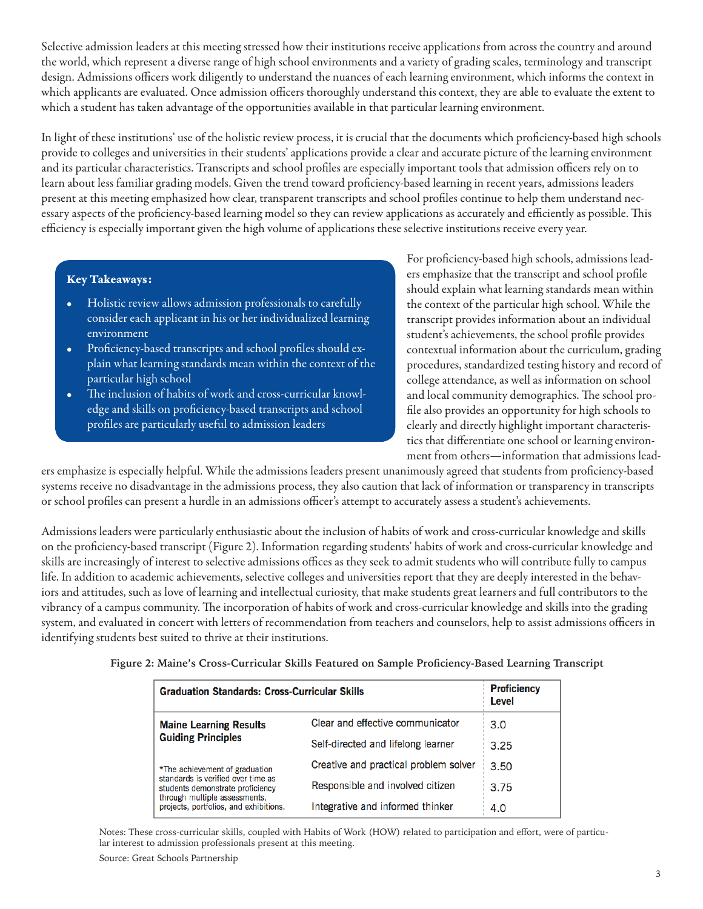Selective admission leaders at this meeting stressed how their institutions receive applications from across the country and around the world, which represent a diverse range of high school environments and a variety of grading scales, terminology and transcript design. Admissions officers work diligently to understand the nuances of each learning environment, which informs the context in which applicants are evaluated. Once admission officers thoroughly understand this context, they are able to evaluate the extent to which a student has taken advantage of the opportunities available in that particular learning environment.

In light of these institutions' use of the holistic review process, it is crucial that the documents which proficiency-based high schools provide to colleges and universities in their students' applications provide a clear and accurate picture of the learning environment and its particular characteristics. Transcripts and school profiles are especially important tools that admission officers rely on to learn about less familiar grading models. Given the trend toward proficiency-based learning in recent years, admissions leaders present at this meeting emphasized how clear, transparent transcripts and school profiles continue to help them understand necessary aspects of the proficiency-based learning model so they can review applications as accurately and efficiently as possible. This efficiency is especially important given the high volume of applications these selective institutions receive every year.

**Key Takeaways:**

- Holistic review allows admission professionals to carefully consider each applicant in his or her individualized learning environment
- Proficiency-based transcripts and school profiles should explain what learning standards mean within the context of the particular high school
- The inclusion of habits of work and cross-curricular knowledge and skills on proficiency-based transcripts and school profiles are particularly useful to admission leaders

For proficiency-based high schools, admissions leaders emphasize that the transcript and school profile should explain what learning standards mean within the context of the particular high school. While the transcript provides information about an individual student's achievements, the school profile provides contextual information about the curriculum, grading procedures, standardized testing history and record of college attendance, as well as information on school and local community demographics. The school profile also provides an opportunity for high schools to clearly and directly highlight important characteristics that differentiate one school or learning environment from others—information that admissions leaders emphasize is especially helpful. While the admissions leaders present unanimously agreed that students from proficiency-based systems receive no disadvantage in the admissions process, they also caution that lack of information or transparency in transcripts or school profiles can present a hurdle in an admissions officer's attempt to accurately assess a student's achievements.

Admissions leaders were particularly enthusiastic about the inclusion of habits of work and cross-curricular knowledge and skills on the proficiency-based transcript (Figure 2). Information regarding students' habits of work and cross-curricular knowledge and skills are increasingly of interest to selective admissions offices as they seek to admit students who will contribute fully to campus life. In addition to academic achievements, selective colleges and universities report that they are deeply interested in the behaviors and attitudes, such as love of learning and intellectual curiosity, that make students great learners and full contributors to the vibrancy of a campus community. The incorporation of habits of work and cross-curricular knowledge and skills into the grading system, and evaluated in concert with letters of recommendation from teachers and counselors, help to assist admissions officers in identifying students best suited to thrive at their institutions.

**Figure 2: Maine's Cross-Curricular Skills Featured on Sample Proficiency-Based Learning Transcript**

| Graduation Standards: Cross-Curricular Skills | | Proficiency Level |
|---|---|---|
| **Maine Learning Results Guiding Principles** | Clear and effective communicator | 3.0 |
| | Self-directed and lifelong learner | 3.25 |
| *The achievement of graduation standards is verified over time as students demonstrate proficiency through multiple assessments, projects, portfolios, and exhibitions. | Creative and practical problem solver | 3.50 |
| | Responsible and involved citizen | 3.75 |
| | Integrative and informed thinker | 4.0 |

Notes: These cross-curricular skills, coupled with Habits of Work (HOW) related to participation and effort, were of particular interest to admission professionals present at this meeting.

Source: Great Schools Partnership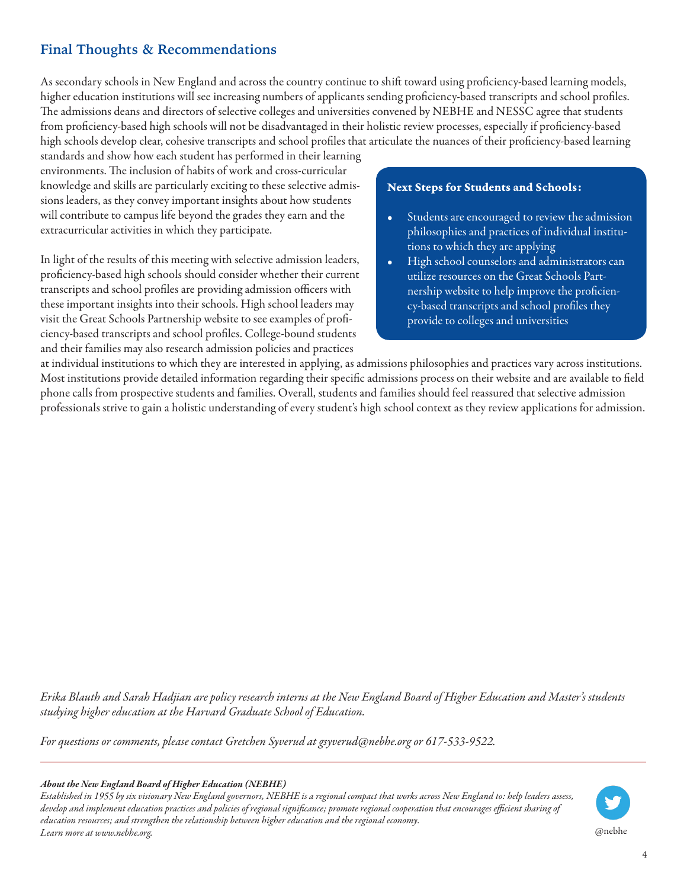## Final Thoughts & Recommendations

As secondary schools in New England and across the country continue to shift toward using proficiency-based learning models, higher education institutions will see increasing numbers of applicants sending proficiency-based transcripts and school profiles. The admissions deans and directors of selective colleges and universities convened by NEBHE and NESSC agree that students from proficiency-based high schools will not be disadvantaged in their holistic review processes, especially if proficiency-based high schools develop clear, cohesive transcripts and school profiles that articulate the nuances of their proficiency-based learning standards and show how each student has performed in their learning environments. The inclusion of habits of work and cross-curricular knowledge and skills are particularly exciting to these selective admissions leaders, as they convey important insights about how students will contribute to campus life beyond the grades they earn and the extracurricular activities in which they participate.

In light of the results of this meeting with selective admission leaders, proficiency-based high schools should consider whether their current transcripts and school profiles are providing admission officers with these important insights into their schools. High school leaders may visit the Great Schools Partnership website to see examples of proficiency-based transcripts and school profiles. College-bound students and their families may also research admission policies and practices at individual institutions to which they are interested in applying, as admissions philosophies and practices vary across institutions. Most institutions provide detailed information regarding their specific admissions process on their website and are available to field phone calls from prospective students and families. Overall, students and families should feel reassured that selective admission professionals strive to gain a holistic understanding of every student's high school context as they review applications for admission.

**Next Steps for Students and Schools:**

- Students are encouraged to review the admission philosophies and practices of individual institutions to which they are applying
- High school counselors and administrators can utilize resources on the Great Schools Partnership website to help improve the proficiency-based transcripts and school profiles they provide to colleges and universities

*Erika Blauth and Sarah Hadjian are policy research interns at the New England Board of Higher Education and Master's students studying higher education at the Harvard Graduate School of Education.*

*For questions or comments, please contact Gretchen Syverud at gsyverud@nebhe.org or 617-533-9522.*

***About the New England Board of Higher Education (NEBHE)***
*Established in 1955 by six visionary New England governors, NEBHE is a regional compact that works across New England to: help leaders assess, develop and implement education practices and policies of regional significance; promote regional cooperation that encourages efficient sharing of education resources; and strengthen the relationship between higher education and the regional economy.*
*Learn more at www.nebhe.org.*

@nebhe